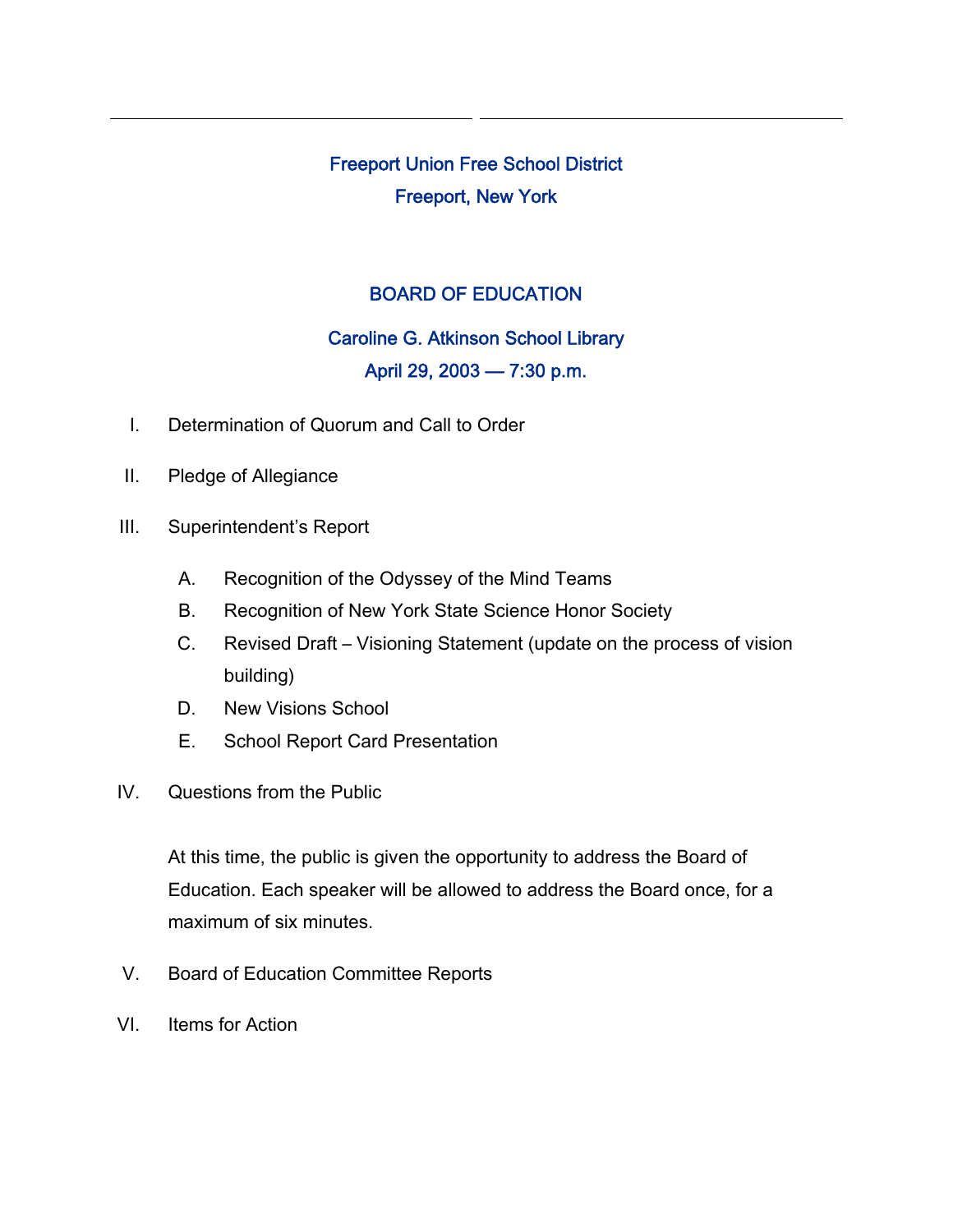# Freeport Union Free School District

## Freeport, New York

## BOARD OF EDUCATION

### Caroline G. Atkinson School Library

### April 29, 2003 — 7:30 p.m.

I. Determination of Quorum and Call to Order

II. Pledge of Allegiance

III. Superintendent's Report

   A. Recognition of the Odyssey of the Mind Teams

   B. Recognition of New York State Science Honor Society

   C. Revised Draft – Visioning Statement (update on the process of vision building)

   D. New Visions School

   E. School Report Card Presentation

IV. Questions from the Public

   At this time, the public is given the opportunity to address the Board of Education. Each speaker will be allowed to address the Board once, for a maximum of six minutes.

V. Board of Education Committee Reports

VI. Items for Action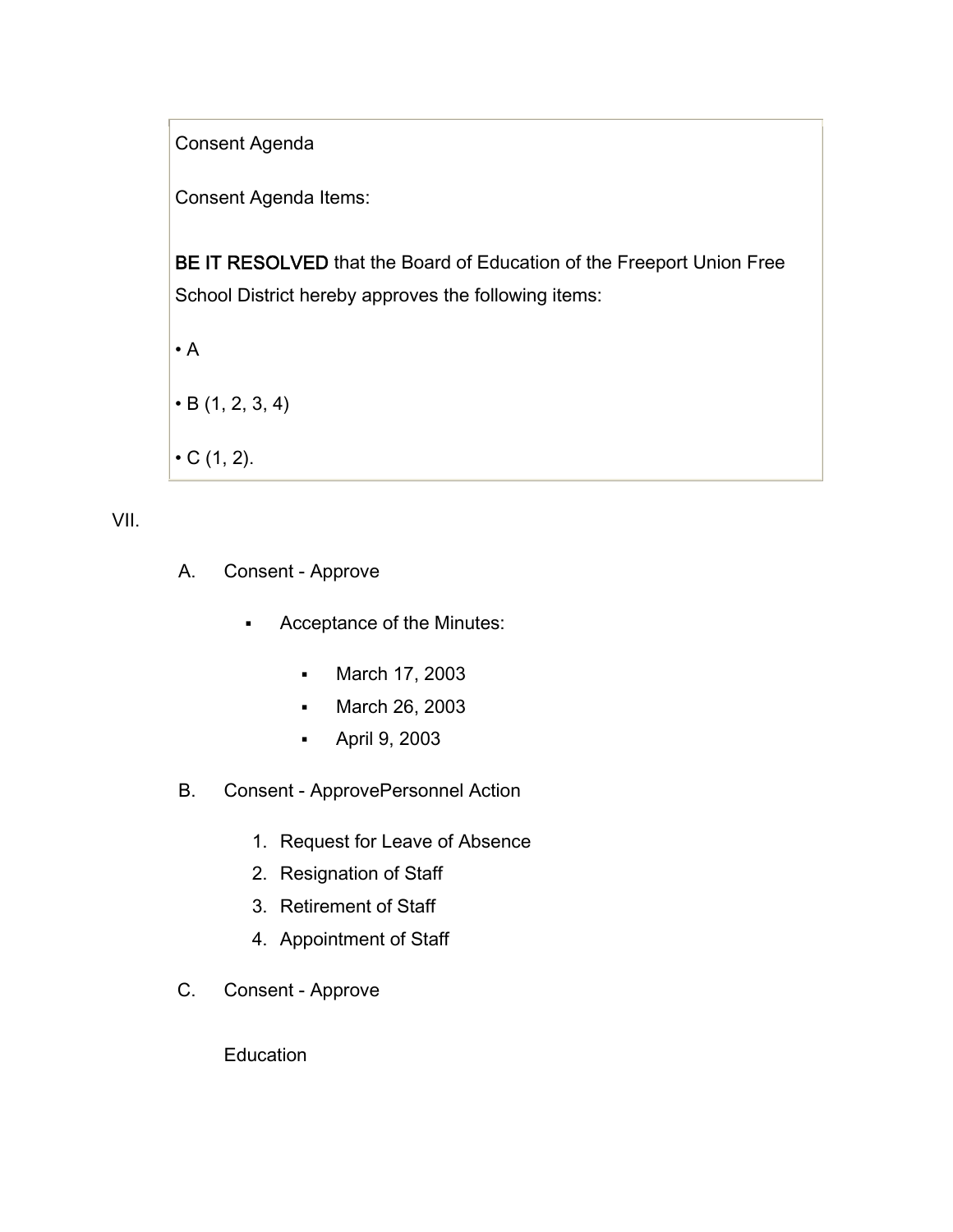Consent Agenda

Consent Agenda Items:

**BE IT RESOLVED** that the Board of Education of the Freeport Union Free School District hereby approves the following items:

• A

• B (1, 2, 3, 4)

• C (1, 2).

VII.

A. Consent - Approve

- Acceptance of the Minutes:
  - March 17, 2003
  - March 26, 2003
  - April 9, 2003

B. Consent - ApprovePersonnel Action

1. Request for Leave of Absence
2. Resignation of Staff
3. Retirement of Staff
4. Appointment of Staff

C. Consent - Approve

Education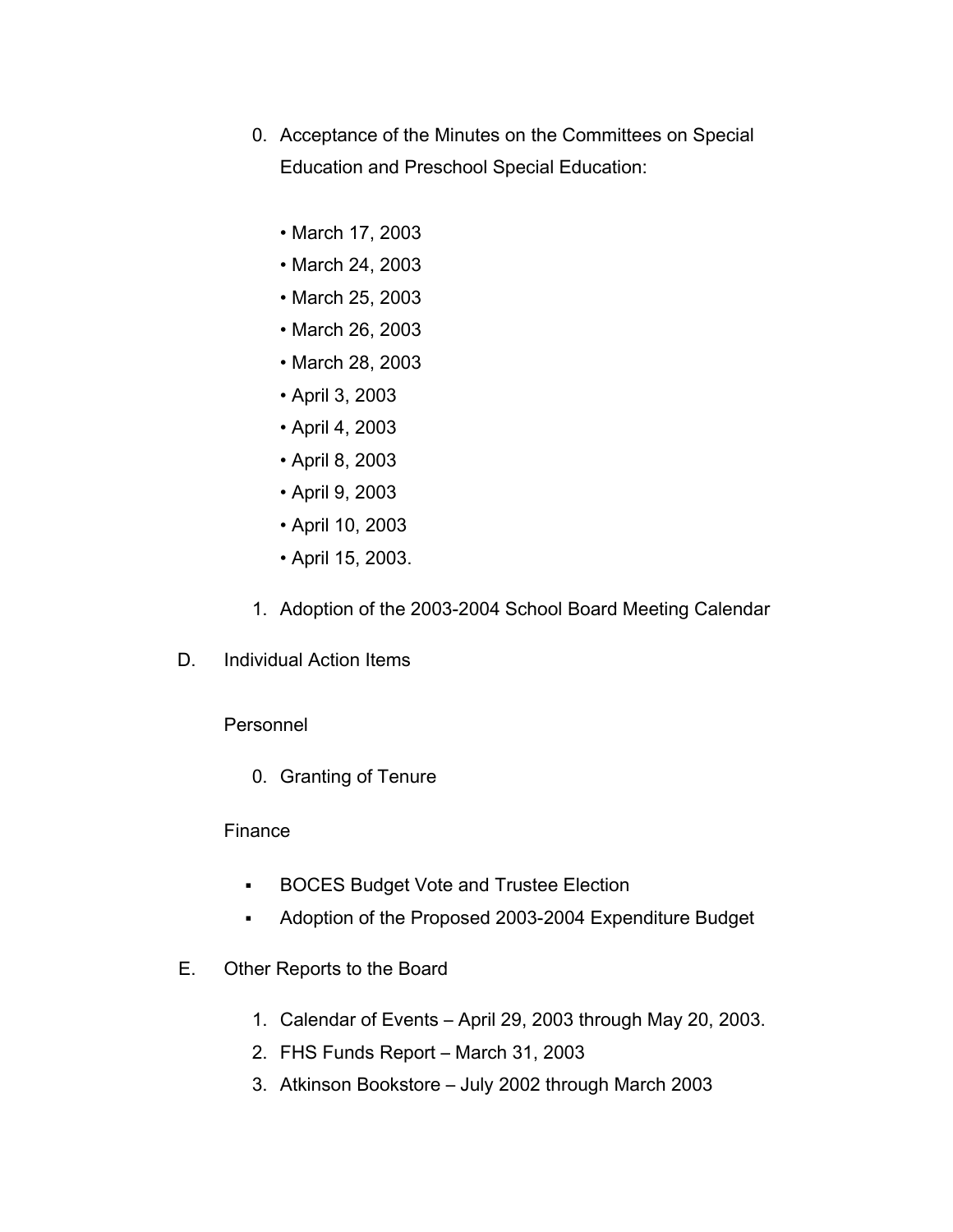0. Acceptance of the Minutes on the Committees on Special Education and Preschool Special Education:

   - March 17, 2003
   - March 24, 2003
   - March 25, 2003
   - March 26, 2003
   - March 28, 2003
   - April 3, 2003
   - April 4, 2003
   - April 8, 2003
   - April 9, 2003
   - April 10, 2003
   - April 15, 2003.

1. Adoption of the 2003-2004 School Board Meeting Calendar

D. Individual Action Items

Personnel

0. Granting of Tenure

Finance

- BOCES Budget Vote and Trustee Election
- Adoption of the Proposed 2003-2004 Expenditure Budget

E. Other Reports to the Board

1. Calendar of Events – April 29, 2003 through May 20, 2003.
2. FHS Funds Report – March 31, 2003
3. Atkinson Bookstore – July 2002 through March 2003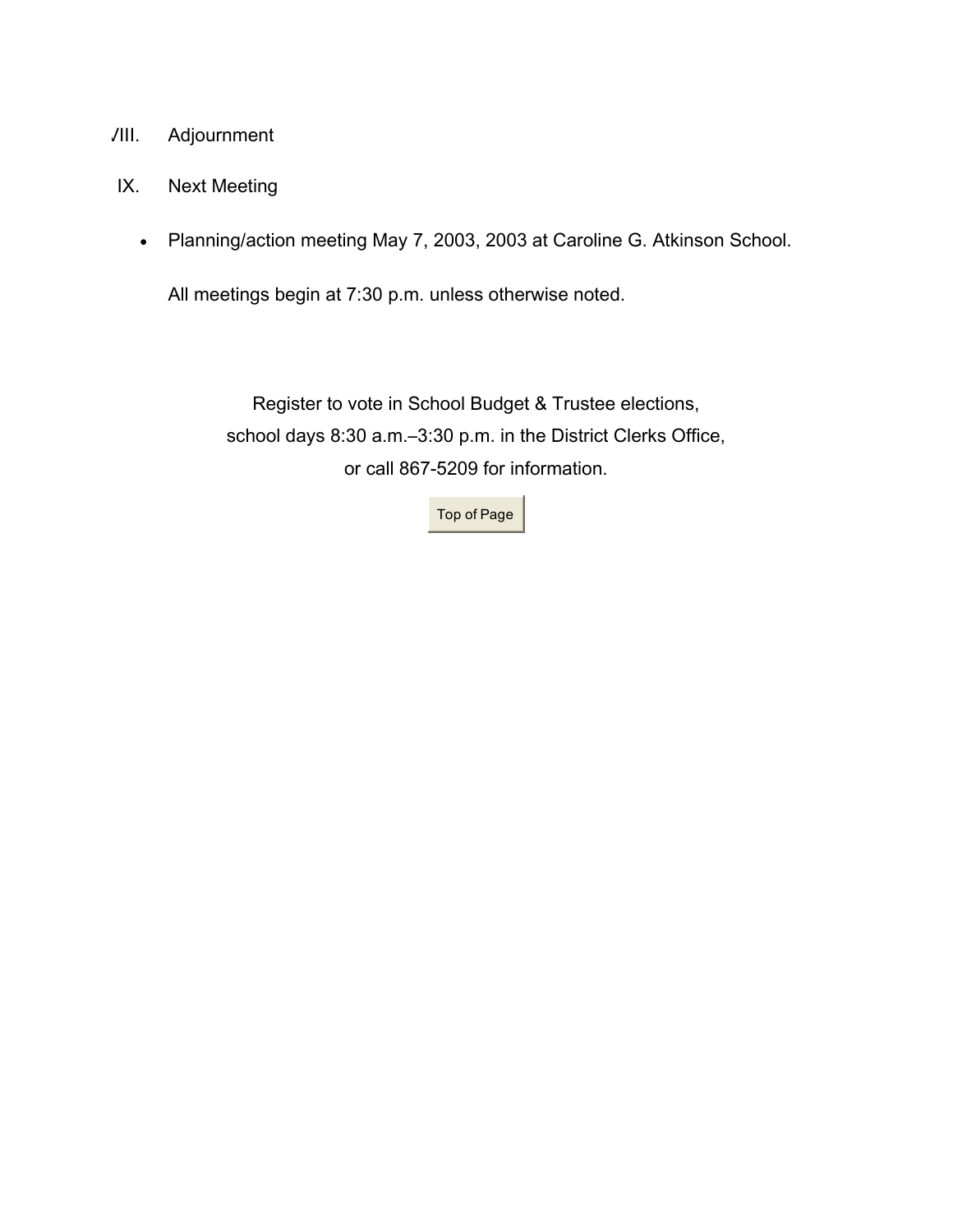VIII. Adjournment

IX. Next Meeting

- Planning/action meeting May 7, 2003, 2003 at Caroline G. Atkinson School.

  All meetings begin at 7:30 p.m. unless otherwise noted.

Register to vote in School Budget & Trustee elections,
school days 8:30 a.m.–3:30 p.m. in the District Clerks Office,
or call 867-5209 for information.

Top of Page